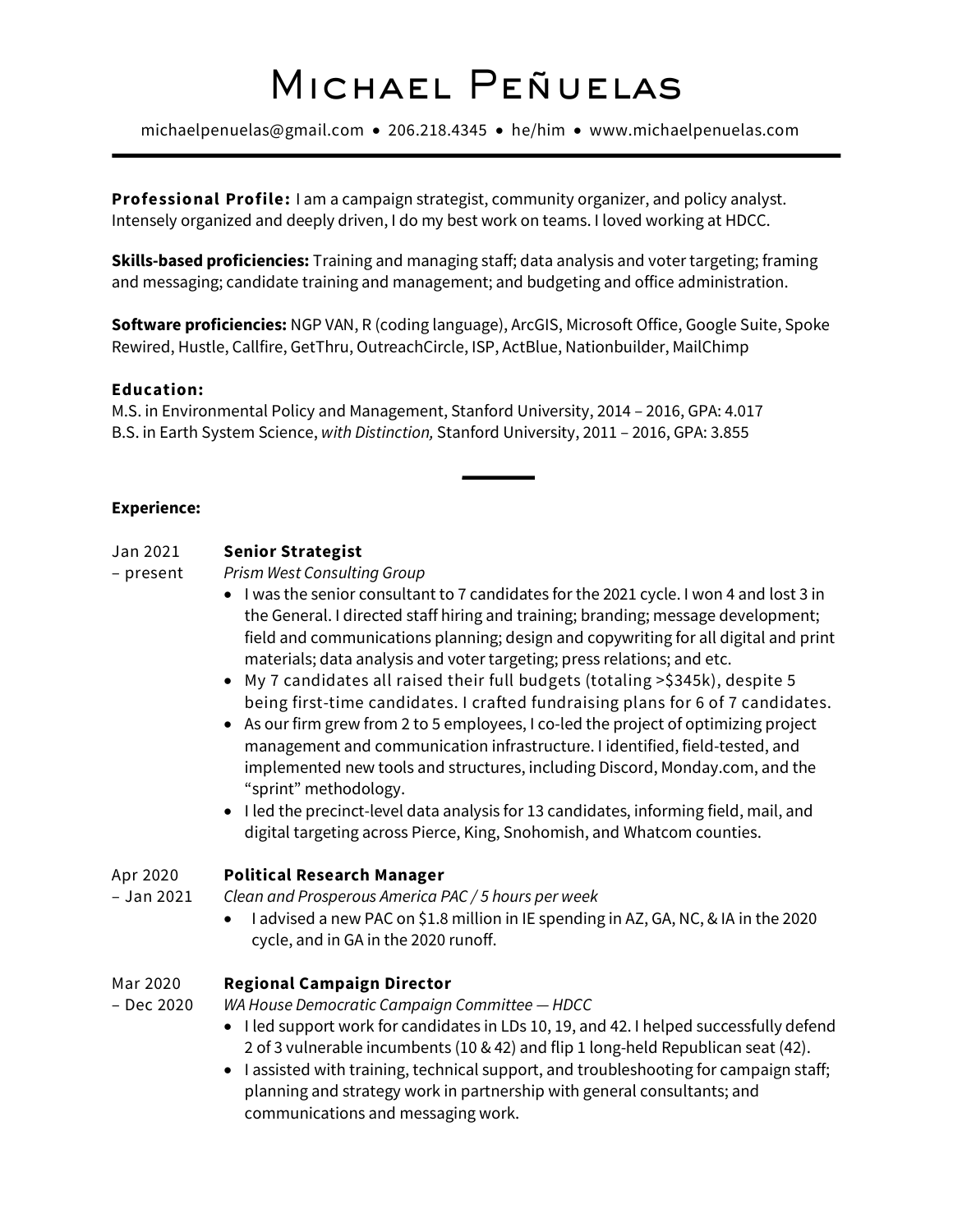# Michael Peñuelas

michaelpenuelas@gmail.com • 206.218.4345 • he/him • www.michaelpenuelas.com

---

**Professional Profile:** I am a campaign strategist, community organizer, and policy analyst. Intensely organized and deeply driven, I do my best work on teams. I loved working at HDCC.

**Skills-based proficiencies:** Training and managing staff; data analysis and voter targeting; framing and messaging; candidate training and management; and budgeting and office administration.

**Software proficiencies:** NGP VAN, R (coding language), ArcGIS, Microsoft Office, Google Suite, Spoke Rewired, Hustle, Callfire, GetThru, OutreachCircle, ISP, ActBlue, Nationbuilder, MailChimp

**Education:**
M.S. in Environmental Policy and Management, Stanford University, 2014 – 2016, GPA: 4.017
B.S. in Earth System Science, *with Distinction,* Stanford University, 2011 – 2016, GPA: 3.855

---

**Experience:**

Jan 2021 – present **Senior Strategist**
*Prism West Consulting Group*

- I was the senior consultant to 7 candidates for the 2021 cycle. I won 4 and lost 3 in the General. I directed staff hiring and training; branding; message development; field and communications planning; design and copywriting for all digital and print materials; data analysis and voter targeting; press relations; and etc.
- My 7 candidates all raised their full budgets (totaling >$345k), despite 5 being first-time candidates. I crafted fundraising plans for 6 of 7 candidates.
- As our firm grew from 2 to 5 employees, I co-led the project of optimizing project management and communication infrastructure. I identified, field-tested, and implemented new tools and structures, including Discord, Monday.com, and the "sprint" methodology.
- I led the precinct-level data analysis for 13 candidates, informing field, mail, and digital targeting across Pierce, King, Snohomish, and Whatcom counties.

Apr 2020 – Jan 2021 **Political Research Manager**
*Clean and Prosperous America PAC / 5 hours per week*

- I advised a new PAC on $1.8 million in IE spending in AZ, GA, NC, & IA in the 2020 cycle, and in GA in the 2020 runoff.

Mar 2020 – Dec 2020 **Regional Campaign Director**
*WA House Democratic Campaign Committee — HDCC*

- I led support work for candidates in LDs 10, 19, and 42. I helped successfully defend 2 of 3 vulnerable incumbents (10 & 42) and flip 1 long-held Republican seat (42).
- I assisted with training, technical support, and troubleshooting for campaign staff; planning and strategy work in partnership with general consultants; and communications and messaging work.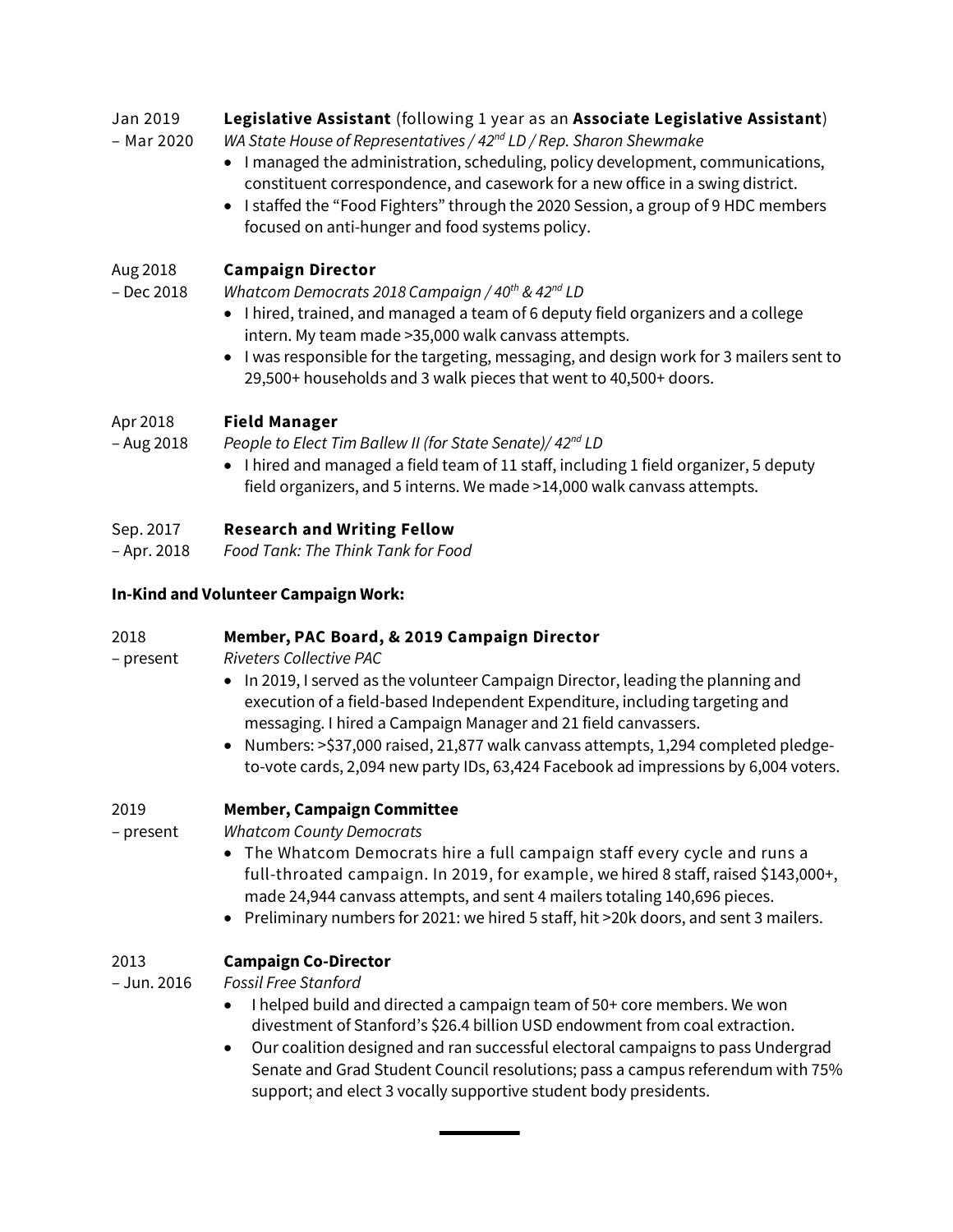Jan 2019 – Mar 2020

**Legislative Assistant** (following 1 year as an **Associate Legislative Assistant**)
*WA State House of Representatives / 42nd LD / Rep. Sharon Shewmake*

- I managed the administration, scheduling, policy development, communications, constituent correspondence, and casework for a new office in a swing district.
- I staffed the "Food Fighters" through the 2020 Session, a group of 9 HDC members focused on anti-hunger and food systems policy.

Aug 2018 – Dec 2018

**Campaign Director**
*Whatcom Democrats 2018 Campaign / 40th & 42nd LD*

- I hired, trained, and managed a team of 6 deputy field organizers and a college intern. My team made >35,000 walk canvass attempts.
- I was responsible for the targeting, messaging, and design work for 3 mailers sent to 29,500+ households and 3 walk pieces that went to 40,500+ doors.

Apr 2018 – Aug 2018

**Field Manager**
*People to Elect Tim Ballew II (for State Senate)/ 42nd LD*

- I hired and managed a field team of 11 staff, including 1 field organizer, 5 deputy field organizers, and 5 interns. We made >14,000 walk canvass attempts.

Sep. 2017 – Apr. 2018

**Research and Writing Fellow**
*Food Tank: The Think Tank for Food*

**In-Kind and Volunteer Campaign Work:**

2018 – present

**Member, PAC Board, & 2019 Campaign Director**
*Riveters Collective PAC*

- In 2019, I served as the volunteer Campaign Director, leading the planning and execution of a field-based Independent Expenditure, including targeting and messaging. I hired a Campaign Manager and 21 field canvassers.
- Numbers: >$37,000 raised, 21,877 walk canvass attempts, 1,294 completed pledge-to-vote cards, 2,094 new party IDs, 63,424 Facebook ad impressions by 6,004 voters.

2019 – present

**Member, Campaign Committee**
*Whatcom County Democrats*

- The Whatcom Democrats hire a full campaign staff every cycle and runs a full-throated campaign. In 2019, for example, we hired 8 staff, raised $143,000+, made 24,944 canvass attempts, and sent 4 mailers totaling 140,696 pieces.
- Preliminary numbers for 2021: we hired 5 staff, hit >20k doors, and sent 3 mailers.

2013 – Jun. 2016

**Campaign Co-Director**
*Fossil Free Stanford*

- I helped build and directed a campaign team of 50+ core members. We won divestment of Stanford's $26.4 billion USD endowment from coal extraction.
- Our coalition designed and ran successful electoral campaigns to pass Undergrad Senate and Grad Student Council resolutions; pass a campus referendum with 75% support; and elect 3 vocally supportive student body presidents.